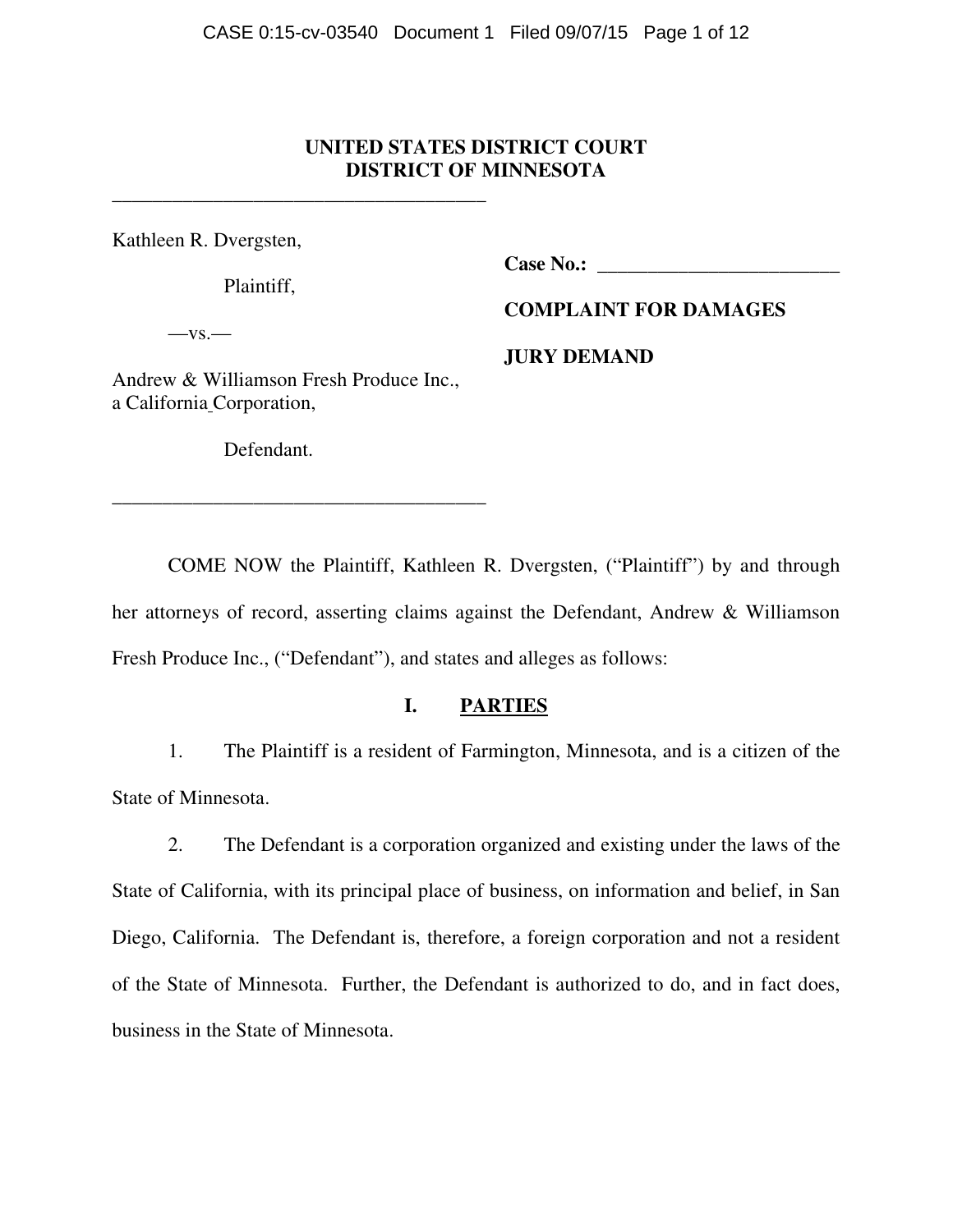**UNITED STATES DISTRICT COURT**
**DISTRICT OF MINNESOTA**

Kathleen R. Dvergsten,

Plaintiff,

—vs.—

Andrew & Williamson Fresh Produce Inc., a California Corporation,

Defendant.

**Case No.:** ________________________

**COMPLAINT FOR DAMAGES**

**JURY DEMAND**

COME NOW the Plaintiff, Kathleen R. Dvergsten, ("Plaintiff") by and through her attorneys of record, asserting claims against the Defendant, Andrew & Williamson Fresh Produce Inc., ("Defendant"), and states and alleges as follows:

## I. PARTIES

1. The Plaintiff is a resident of Farmington, Minnesota, and is a citizen of the State of Minnesota.

2. The Defendant is a corporation organized and existing under the laws of the State of California, with its principal place of business, on information and belief, in San Diego, California. The Defendant is, therefore, a foreign corporation and not a resident of the State of Minnesota. Further, the Defendant is authorized to do, and in fact does, business in the State of Minnesota.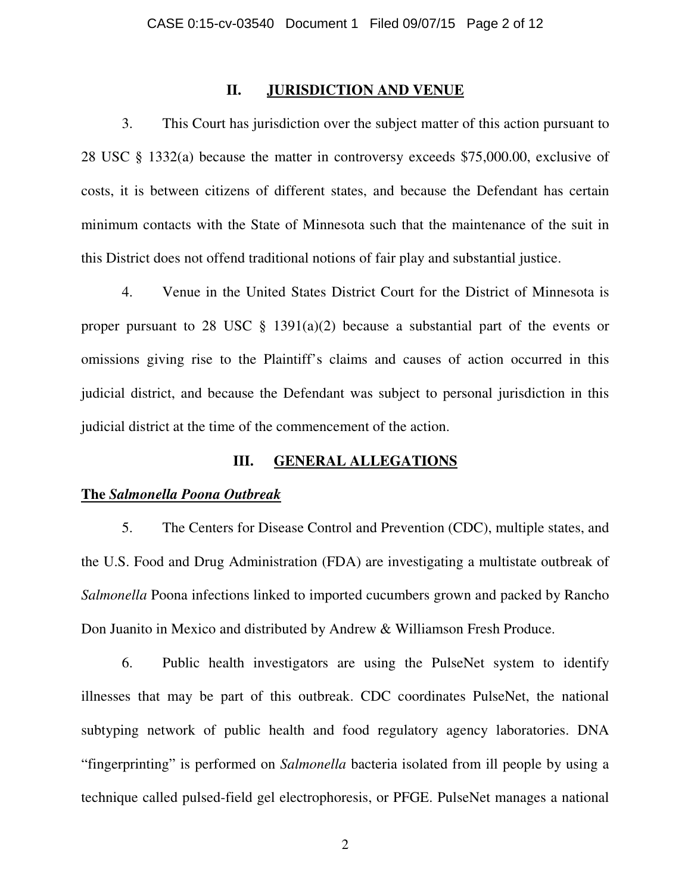## II. JURISDICTION AND VENUE

3. This Court has jurisdiction over the subject matter of this action pursuant to 28 USC § 1332(a) because the matter in controversy exceeds $75,000.00, exclusive of costs, it is between citizens of different states, and because the Defendant has certain minimum contacts with the State of Minnesota such that the maintenance of the suit in this District does not offend traditional notions of fair play and substantial justice.

4. Venue in the United States District Court for the District of Minnesota is proper pursuant to 28 USC § 1391(a)(2) because a substantial part of the events or omissions giving rise to the Plaintiff's claims and causes of action occurred in this judicial district, and because the Defendant was subject to personal jurisdiction in this judicial district at the time of the commencement of the action.

## III. GENERAL ALLEGATIONS

**The *Salmonella Poona Outbreak***

5. The Centers for Disease Control and Prevention (CDC), multiple states, and the U.S. Food and Drug Administration (FDA) are investigating a multistate outbreak of *Salmonella* Poona infections linked to imported cucumbers grown and packed by Rancho Don Juanito in Mexico and distributed by Andrew & Williamson Fresh Produce.

6. Public health investigators are using the PulseNet system to identify illnesses that may be part of this outbreak. CDC coordinates PulseNet, the national subtyping network of public health and food regulatory agency laboratories. DNA "fingerprinting" is performed on *Salmonella* bacteria isolated from ill people by using a technique called pulsed-field gel electrophoresis, or PFGE. PulseNet manages a national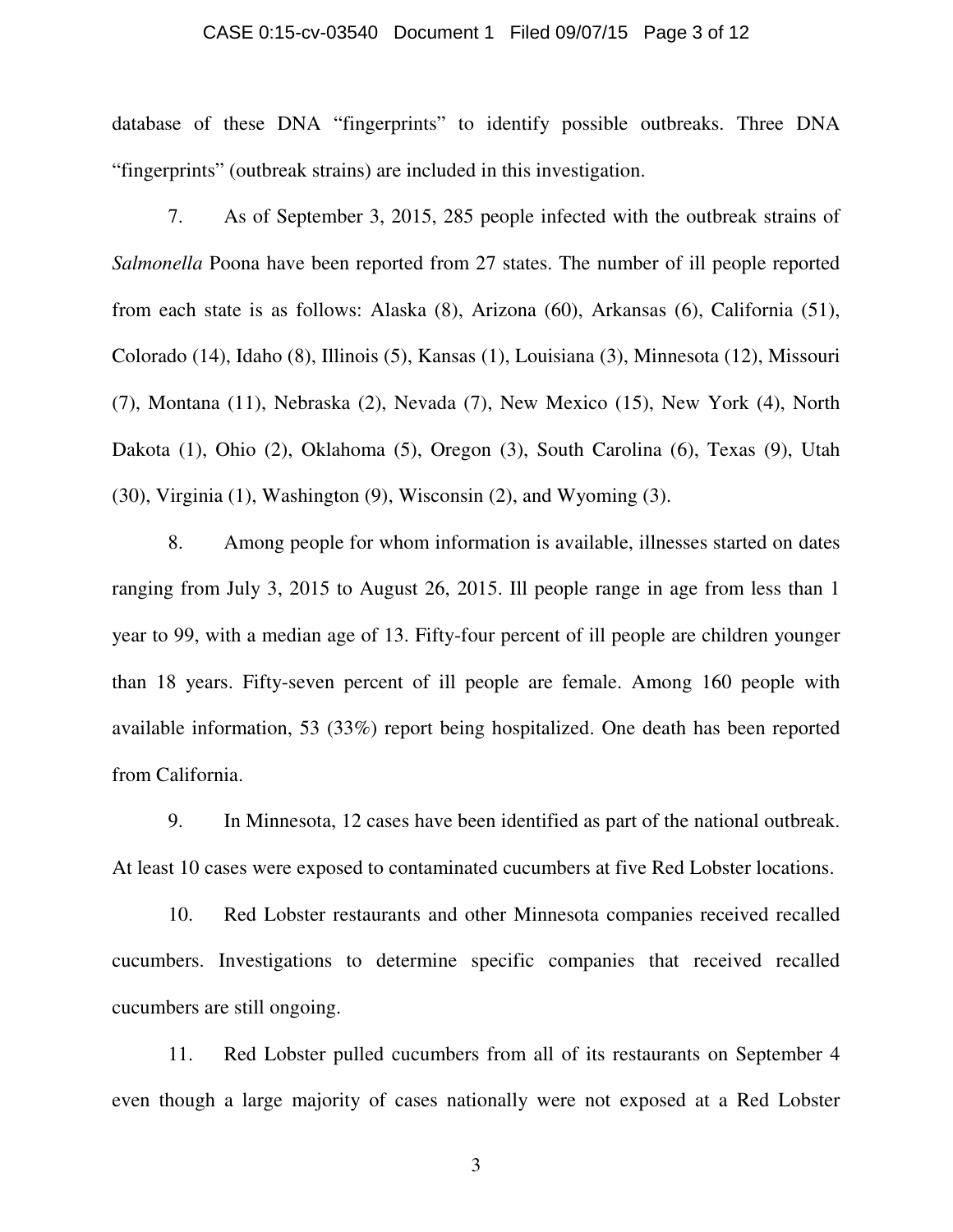database of these DNA "fingerprints" to identify possible outbreaks. Three DNA "fingerprints" (outbreak strains) are included in this investigation.

7. As of September 3, 2015, 285 people infected with the outbreak strains of *Salmonella* Poona have been reported from 27 states. The number of ill people reported from each state is as follows: Alaska (8), Arizona (60), Arkansas (6), California (51), Colorado (14), Idaho (8), Illinois (5), Kansas (1), Louisiana (3), Minnesota (12), Missouri (7), Montana (11), Nebraska (2), Nevada (7), New Mexico (15), New York (4), North Dakota (1), Ohio (2), Oklahoma (5), Oregon (3), South Carolina (6), Texas (9), Utah (30), Virginia (1), Washington (9), Wisconsin (2), and Wyoming (3).

8. Among people for whom information is available, illnesses started on dates ranging from July 3, 2015 to August 26, 2015. Ill people range in age from less than 1 year to 99, with a median age of 13. Fifty-four percent of ill people are children younger than 18 years. Fifty-seven percent of ill people are female. Among 160 people with available information, 53 (33%) report being hospitalized. One death has been reported from California.

9. In Minnesota, 12 cases have been identified as part of the national outbreak. At least 10 cases were exposed to contaminated cucumbers at five Red Lobster locations.

10. Red Lobster restaurants and other Minnesota companies received recalled cucumbers. Investigations to determine specific companies that received recalled cucumbers are still ongoing.

11. Red Lobster pulled cucumbers from all of its restaurants on September 4 even though a large majority of cases nationally were not exposed at a Red Lobster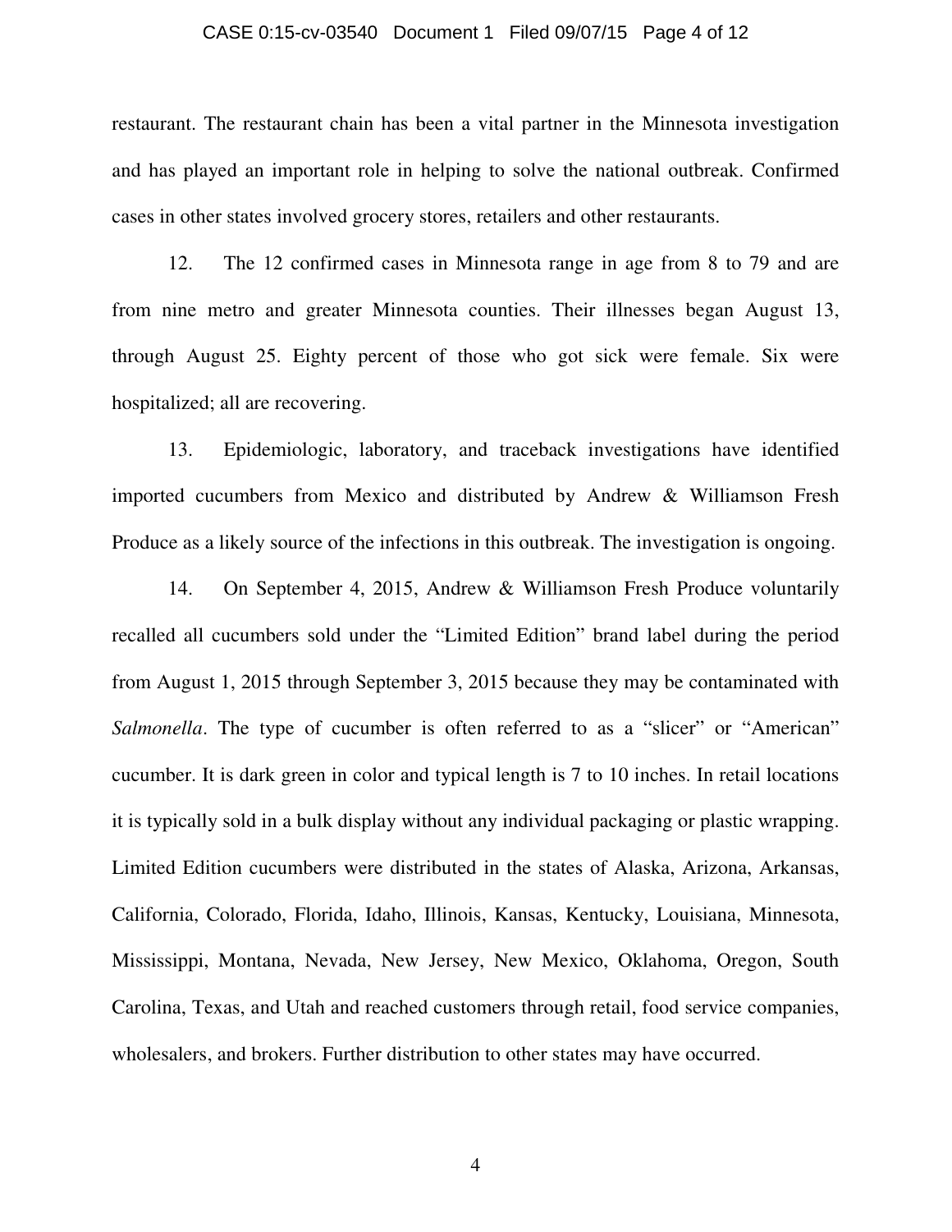restaurant. The restaurant chain has been a vital partner in the Minnesota investigation and has played an important role in helping to solve the national outbreak. Confirmed cases in other states involved grocery stores, retailers and other restaurants.

12. The 12 confirmed cases in Minnesota range in age from 8 to 79 and are from nine metro and greater Minnesota counties. Their illnesses began August 13, through August 25. Eighty percent of those who got sick were female. Six were hospitalized; all are recovering.

13. Epidemiologic, laboratory, and traceback investigations have identified imported cucumbers from Mexico and distributed by Andrew & Williamson Fresh Produce as a likely source of the infections in this outbreak. The investigation is ongoing.

14. On September 4, 2015, Andrew & Williamson Fresh Produce voluntarily recalled all cucumbers sold under the "Limited Edition" brand label during the period from August 1, 2015 through September 3, 2015 because they may be contaminated with *Salmonella*. The type of cucumber is often referred to as a "slicer" or "American" cucumber. It is dark green in color and typical length is 7 to 10 inches. In retail locations it is typically sold in a bulk display without any individual packaging or plastic wrapping. Limited Edition cucumbers were distributed in the states of Alaska, Arizona, Arkansas, California, Colorado, Florida, Idaho, Illinois, Kansas, Kentucky, Louisiana, Minnesota, Mississippi, Montana, Nevada, New Jersey, New Mexico, Oklahoma, Oregon, South Carolina, Texas, and Utah and reached customers through retail, food service companies, wholesalers, and brokers. Further distribution to other states may have occurred.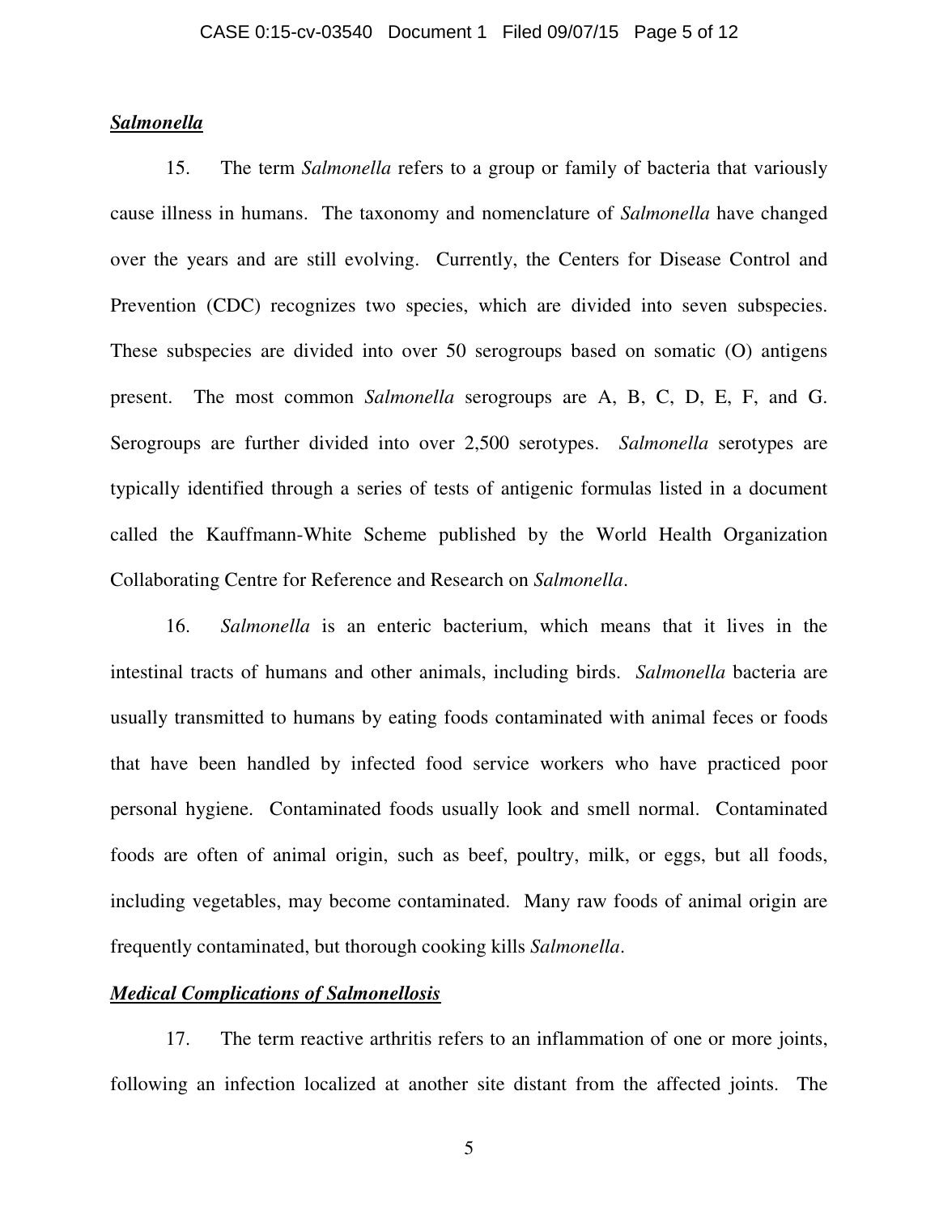***Salmonella***

15. The term *Salmonella* refers to a group or family of bacteria that variously cause illness in humans. The taxonomy and nomenclature of *Salmonella* have changed over the years and are still evolving. Currently, the Centers for Disease Control and Prevention (CDC) recognizes two species, which are divided into seven subspecies. These subspecies are divided into over 50 serogroups based on somatic (O) antigens present. The most common *Salmonella* serogroups are A, B, C, D, E, F, and G. Serogroups are further divided into over 2,500 serotypes. *Salmonella* serotypes are typically identified through a series of tests of antigenic formulas listed in a document called the Kauffmann-White Scheme published by the World Health Organization Collaborating Centre for Reference and Research on *Salmonella*.

16. *Salmonella* is an enteric bacterium, which means that it lives in the intestinal tracts of humans and other animals, including birds. *Salmonella* bacteria are usually transmitted to humans by eating foods contaminated with animal feces or foods that have been handled by infected food service workers who have practiced poor personal hygiene. Contaminated foods usually look and smell normal. Contaminated foods are often of animal origin, such as beef, poultry, milk, or eggs, but all foods, including vegetables, may become contaminated. Many raw foods of animal origin are frequently contaminated, but thorough cooking kills *Salmonella*.

***Medical Complications of Salmonellosis***

17. The term reactive arthritis refers to an inflammation of one or more joints, following an infection localized at another site distant from the affected joints. The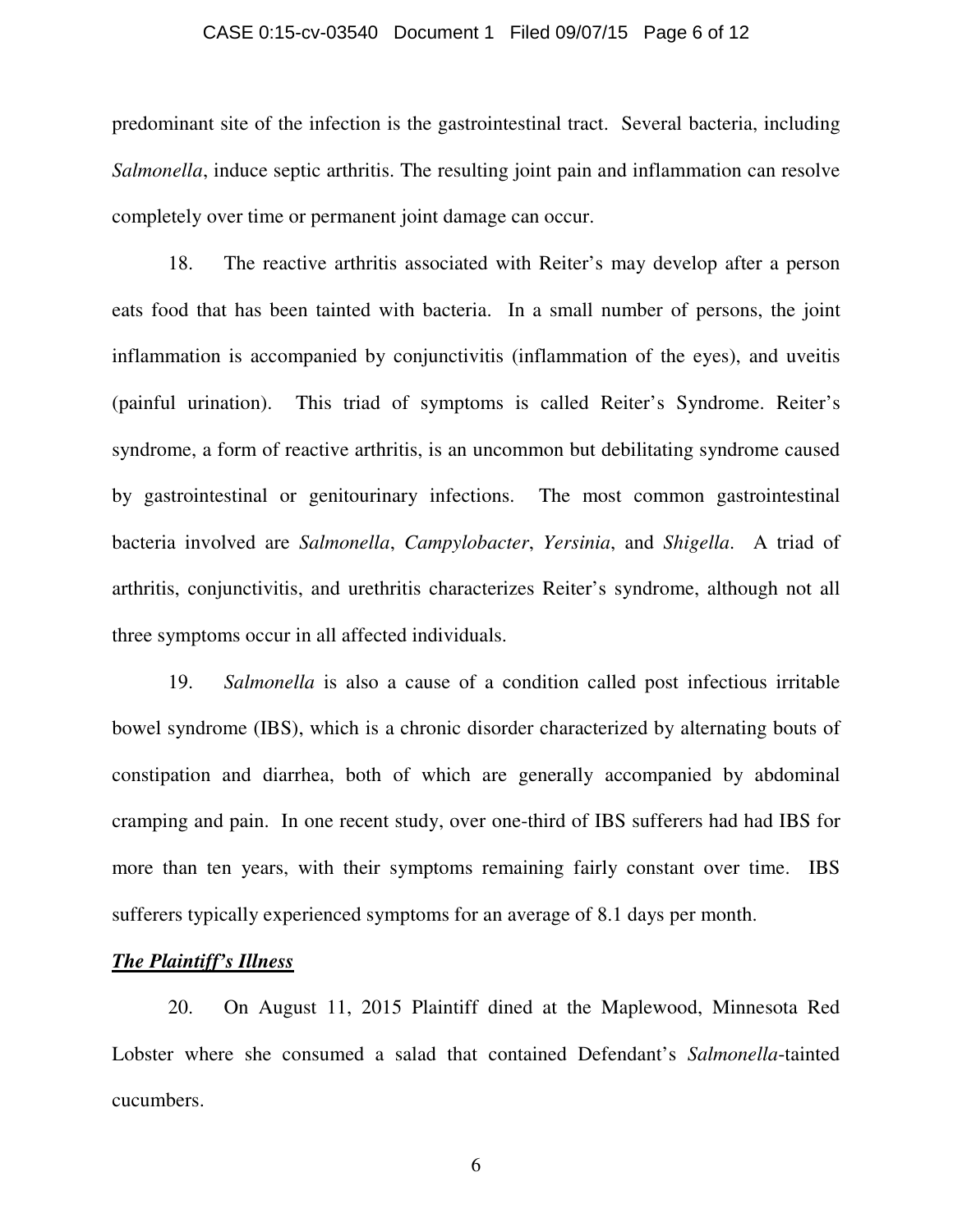predominant site of the infection is the gastrointestinal tract. Several bacteria, including *Salmonella*, induce septic arthritis. The resulting joint pain and inflammation can resolve completely over time or permanent joint damage can occur.

18. The reactive arthritis associated with Reiter's may develop after a person eats food that has been tainted with bacteria. In a small number of persons, the joint inflammation is accompanied by conjunctivitis (inflammation of the eyes), and uveitis (painful urination). This triad of symptoms is called Reiter's Syndrome. Reiter's syndrome, a form of reactive arthritis, is an uncommon but debilitating syndrome caused by gastrointestinal or genitourinary infections. The most common gastrointestinal bacteria involved are *Salmonella*, *Campylobacter*, *Yersinia*, and *Shigella*. A triad of arthritis, conjunctivitis, and urethritis characterizes Reiter's syndrome, although not all three symptoms occur in all affected individuals.

19. *Salmonella* is also a cause of a condition called post infectious irritable bowel syndrome (IBS), which is a chronic disorder characterized by alternating bouts of constipation and diarrhea, both of which are generally accompanied by abdominal cramping and pain. In one recent study, over one-third of IBS sufferers had had IBS for more than ten years, with their symptoms remaining fairly constant over time. IBS sufferers typically experienced symptoms for an average of 8.1 days per month.

***The Plaintiff's Illness***

20. On August 11, 2015 Plaintiff dined at the Maplewood, Minnesota Red Lobster where she consumed a salad that contained Defendant's *Salmonella*-tainted cucumbers.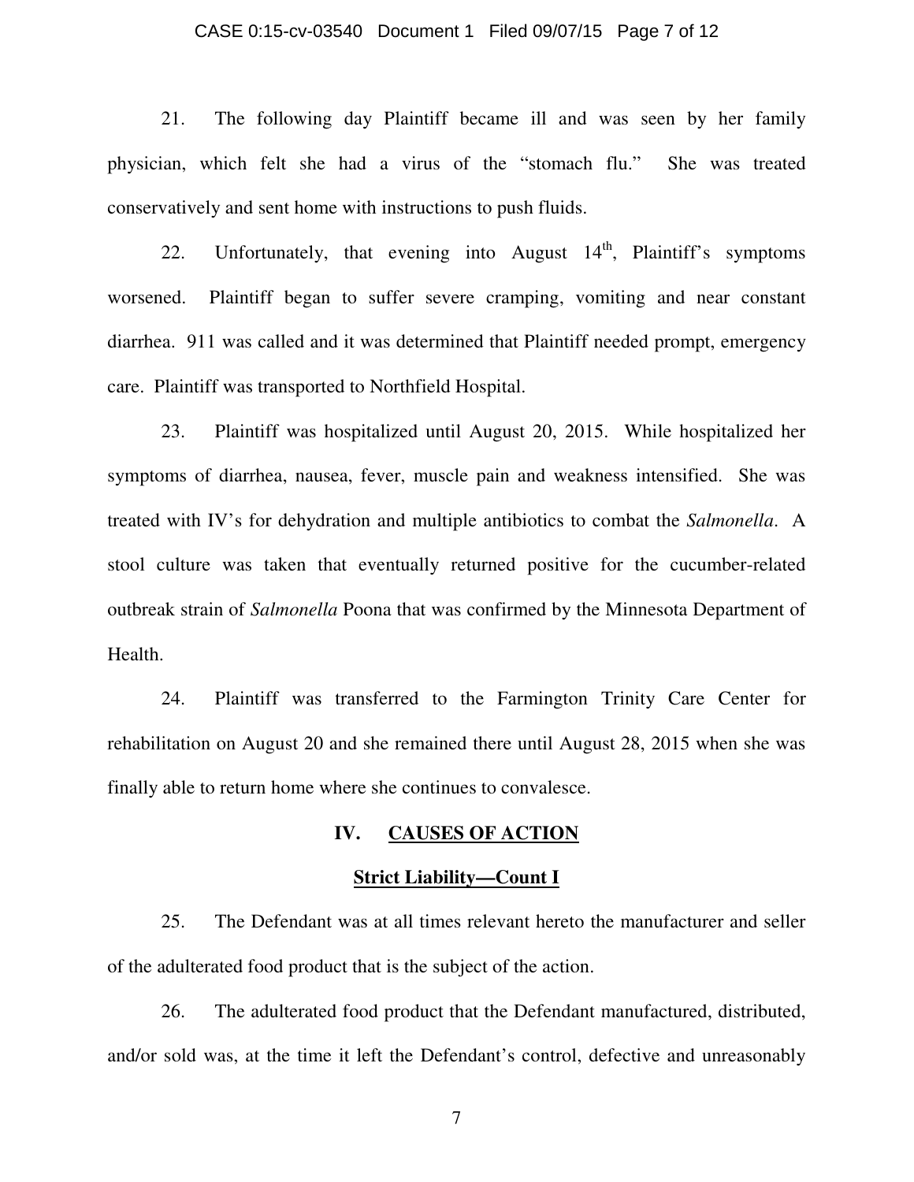21. The following day Plaintiff became ill and was seen by her family physician, which felt she had a virus of the "stomach flu." She was treated conservatively and sent home with instructions to push fluids.

22. Unfortunately, that evening into August 14th, Plaintiff's symptoms worsened. Plaintiff began to suffer severe cramping, vomiting and near constant diarrhea. 911 was called and it was determined that Plaintiff needed prompt, emergency care. Plaintiff was transported to Northfield Hospital.

23. Plaintiff was hospitalized until August 20, 2015. While hospitalized her symptoms of diarrhea, nausea, fever, muscle pain and weakness intensified. She was treated with IV's for dehydration and multiple antibiotics to combat the *Salmonella*. A stool culture was taken that eventually returned positive for the cucumber-related outbreak strain of *Salmonella* Poona that was confirmed by the Minnesota Department of Health.

24. Plaintiff was transferred to the Farmington Trinity Care Center for rehabilitation on August 20 and she remained there until August 28, 2015 when she was finally able to return home where she continues to convalesce.

## IV. CAUSES OF ACTION

### Strict Liability—Count I

25. The Defendant was at all times relevant hereto the manufacturer and seller of the adulterated food product that is the subject of the action.

26. The adulterated food product that the Defendant manufactured, distributed, and/or sold was, at the time it left the Defendant's control, defective and unreasonably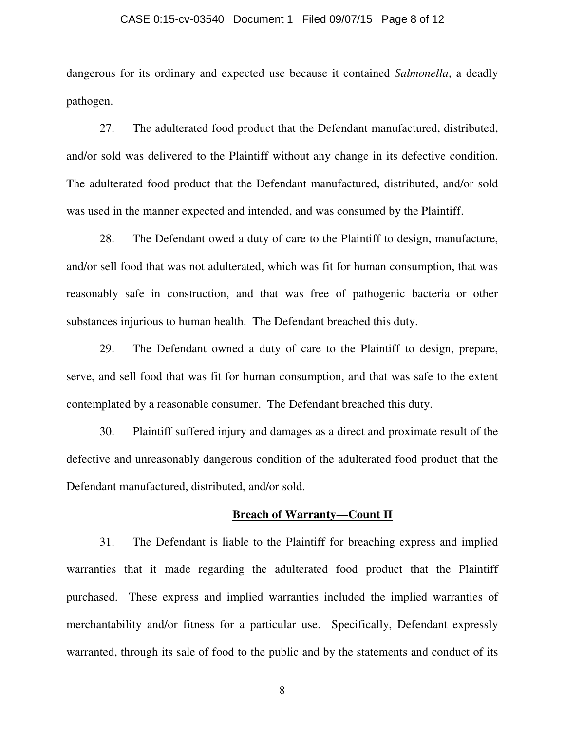dangerous for its ordinary and expected use because it contained *Salmonella*, a deadly pathogen.

27. The adulterated food product that the Defendant manufactured, distributed, and/or sold was delivered to the Plaintiff without any change in its defective condition. The adulterated food product that the Defendant manufactured, distributed, and/or sold was used in the manner expected and intended, and was consumed by the Plaintiff.

28. The Defendant owed a duty of care to the Plaintiff to design, manufacture, and/or sell food that was not adulterated, which was fit for human consumption, that was reasonably safe in construction, and that was free of pathogenic bacteria or other substances injurious to human health. The Defendant breached this duty.

29. The Defendant owned a duty of care to the Plaintiff to design, prepare, serve, and sell food that was fit for human consumption, and that was safe to the extent contemplated by a reasonable consumer. The Defendant breached this duty.

30. Plaintiff suffered injury and damages as a direct and proximate result of the defective and unreasonably dangerous condition of the adulterated food product that the Defendant manufactured, distributed, and/or sold.

**Breach of Warranty—Count II**

31. The Defendant is liable to the Plaintiff for breaching express and implied warranties that it made regarding the adulterated food product that the Plaintiff purchased. These express and implied warranties included the implied warranties of merchantability and/or fitness for a particular use. Specifically, Defendant expressly warranted, through its sale of food to the public and by the statements and conduct of its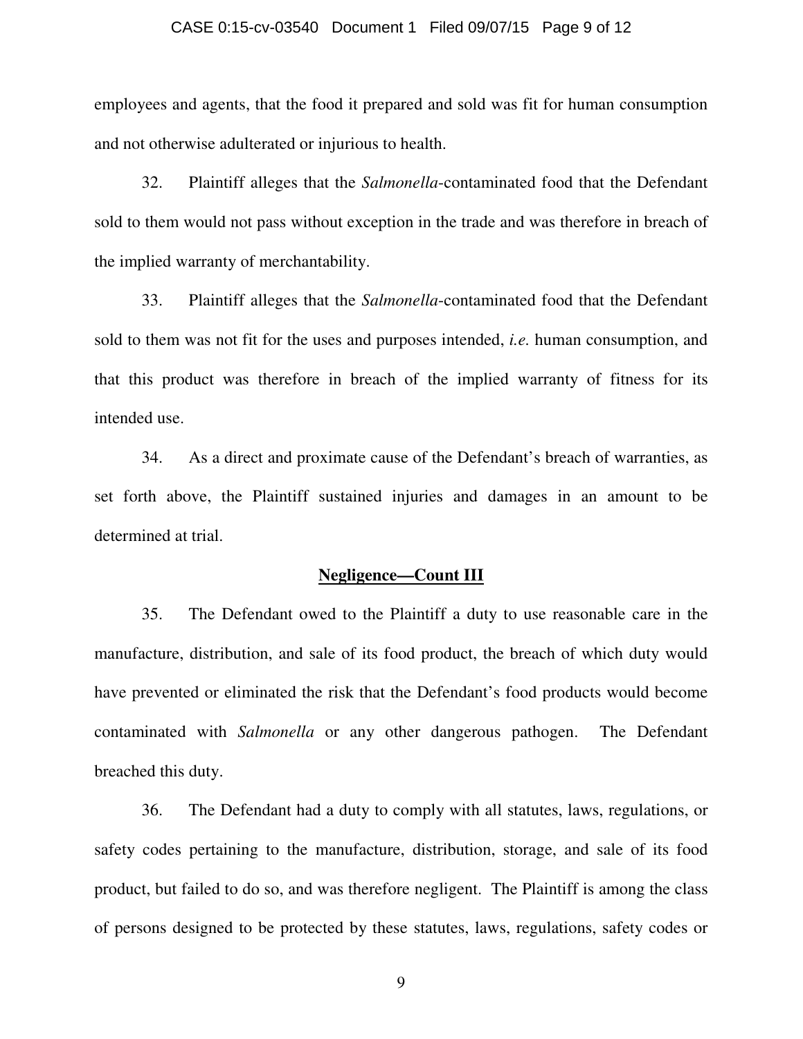employees and agents, that the food it prepared and sold was fit for human consumption and not otherwise adulterated or injurious to health.

32. Plaintiff alleges that the *Salmonella*-contaminated food that the Defendant sold to them would not pass without exception in the trade and was therefore in breach of the implied warranty of merchantability.

33. Plaintiff alleges that the *Salmonella*-contaminated food that the Defendant sold to them was not fit for the uses and purposes intended, *i.e.* human consumption, and that this product was therefore in breach of the implied warranty of fitness for its intended use.

34. As a direct and proximate cause of the Defendant's breach of warranties, as set forth above, the Plaintiff sustained injuries and damages in an amount to be determined at trial.

## **Negligence—Count III**

35. The Defendant owed to the Plaintiff a duty to use reasonable care in the manufacture, distribution, and sale of its food product, the breach of which duty would have prevented or eliminated the risk that the Defendant's food products would become contaminated with *Salmonella* or any other dangerous pathogen. The Defendant breached this duty.

36. The Defendant had a duty to comply with all statutes, laws, regulations, or safety codes pertaining to the manufacture, distribution, storage, and sale of its food product, but failed to do so, and was therefore negligent. The Plaintiff is among the class of persons designed to be protected by these statutes, laws, regulations, safety codes or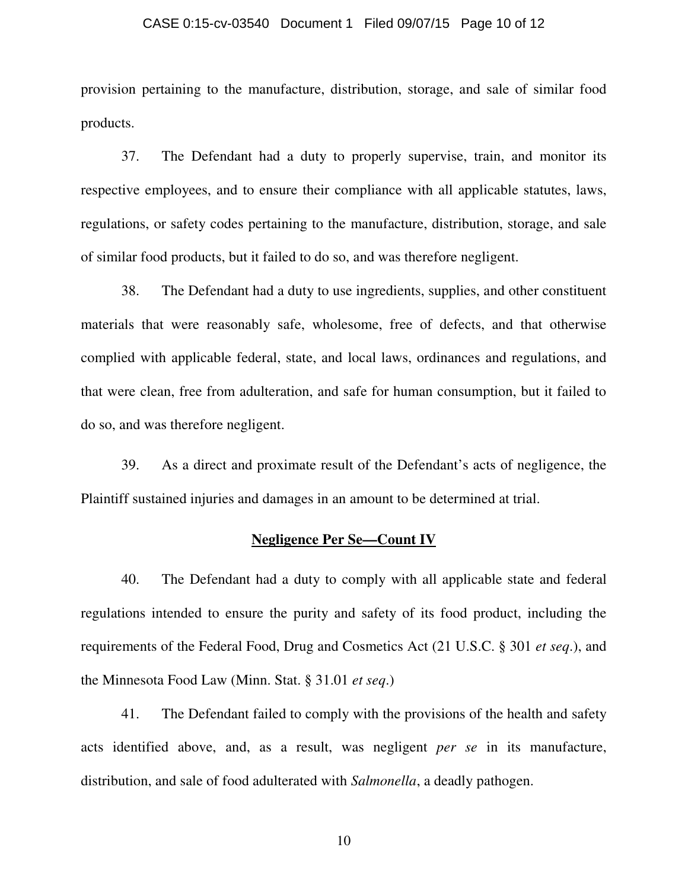provision pertaining to the manufacture, distribution, storage, and sale of similar food products.

37. The Defendant had a duty to properly supervise, train, and monitor its respective employees, and to ensure their compliance with all applicable statutes, laws, regulations, or safety codes pertaining to the manufacture, distribution, storage, and sale of similar food products, but it failed to do so, and was therefore negligent.

38. The Defendant had a duty to use ingredients, supplies, and other constituent materials that were reasonably safe, wholesome, free of defects, and that otherwise complied with applicable federal, state, and local laws, ordinances and regulations, and that were clean, free from adulteration, and safe for human consumption, but it failed to do so, and was therefore negligent.

39. As a direct and proximate result of the Defendant's acts of negligence, the Plaintiff sustained injuries and damages in an amount to be determined at trial.

## **Negligence Per Se—Count IV**

40. The Defendant had a duty to comply with all applicable state and federal regulations intended to ensure the purity and safety of its food product, including the requirements of the Federal Food, Drug and Cosmetics Act (21 U.S.C. § 301 *et seq*.), and the Minnesota Food Law (Minn. Stat. § 31.01 *et seq*.)

41. The Defendant failed to comply with the provisions of the health and safety acts identified above, and, as a result, was negligent *per se* in its manufacture, distribution, and sale of food adulterated with *Salmonella*, a deadly pathogen.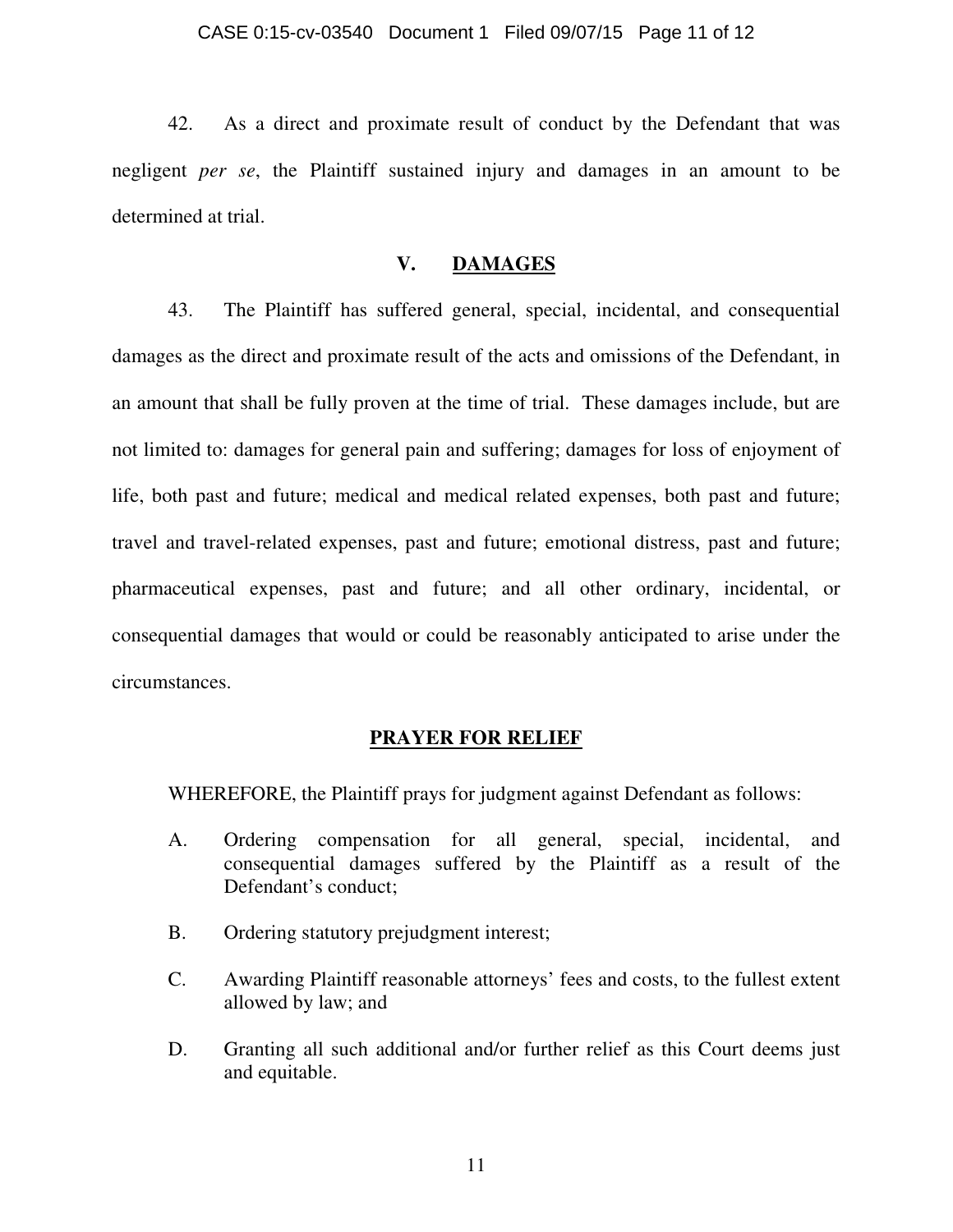42. As a direct and proximate result of conduct by the Defendant that was negligent *per se*, the Plaintiff sustained injury and damages in an amount to be determined at trial.

## V. DAMAGES

43. The Plaintiff has suffered general, special, incidental, and consequential damages as the direct and proximate result of the acts and omissions of the Defendant, in an amount that shall be fully proven at the time of trial. These damages include, but are not limited to: damages for general pain and suffering; damages for loss of enjoyment of life, both past and future; medical and medical related expenses, both past and future; travel and travel-related expenses, past and future; emotional distress, past and future; pharmaceutical expenses, past and future; and all other ordinary, incidental, or consequential damages that would or could be reasonably anticipated to arise under the circumstances.

## PRAYER FOR RELIEF

WHEREFORE, the Plaintiff prays for judgment against Defendant as follows:

A. Ordering compensation for all general, special, incidental, and consequential damages suffered by the Plaintiff as a result of the Defendant's conduct;

B. Ordering statutory prejudgment interest;

C. Awarding Plaintiff reasonable attorneys' fees and costs, to the fullest extent allowed by law; and

D. Granting all such additional and/or further relief as this Court deems just and equitable.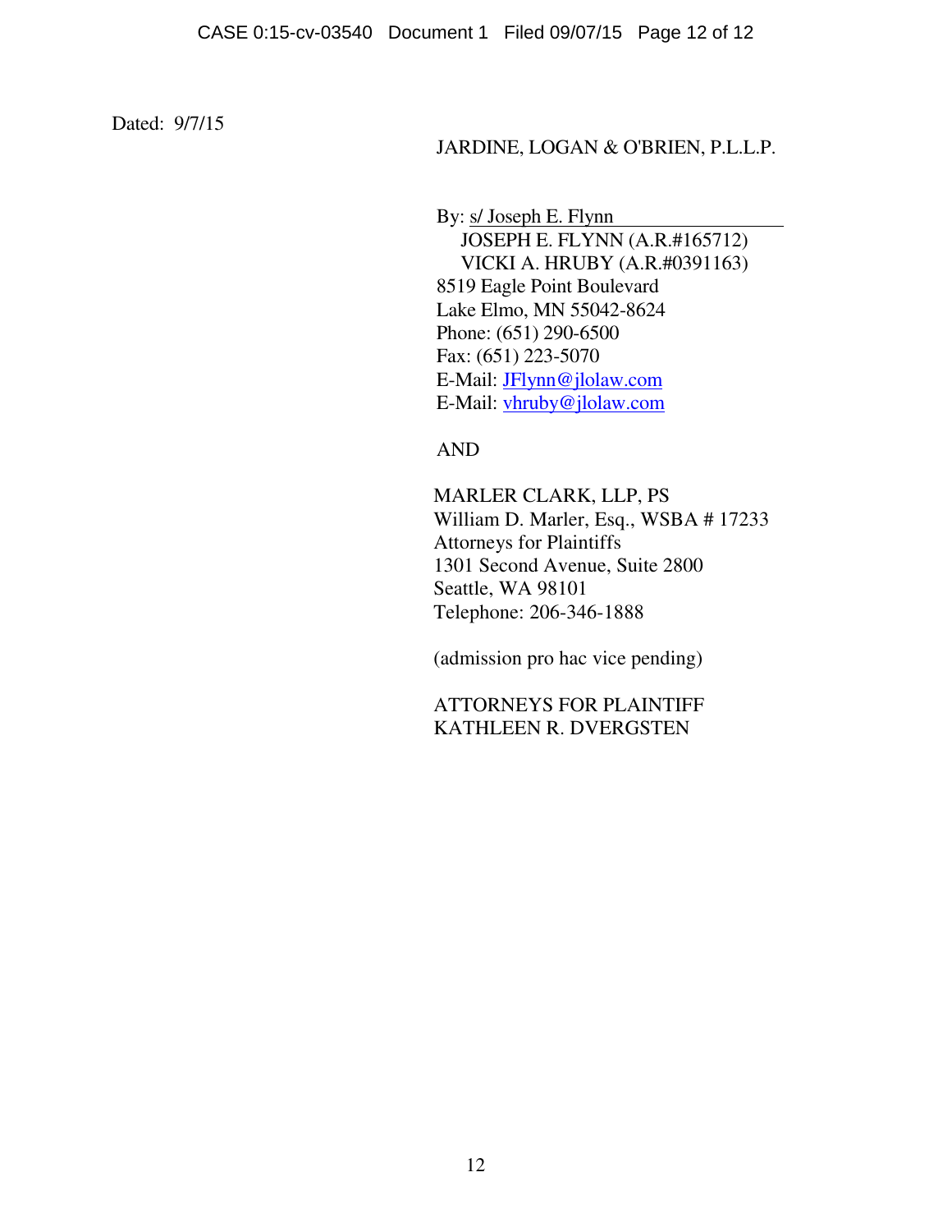Dated: 9/7/15

JARDINE, LOGAN & O'BRIEN, P.L.L.P.

By: s/ Joseph E. Flynn
JOSEPH E. FLYNN (A.R.#165712)
VICKI A. HRUBY (A.R.#0391163)
8519 Eagle Point Boulevard
Lake Elmo, MN 55042-8624
Phone: (651) 290-6500
Fax: (651) 223-5070
E-Mail: JFlynn@jlolaw.com
E-Mail: vhruby@jlolaw.com

AND

MARLER CLARK, LLP, PS
William D. Marler, Esq., WSBA # 17233
Attorneys for Plaintiffs
1301 Second Avenue, Suite 2800
Seattle, WA 98101
Telephone: 206-346-1888

(admission pro hac vice pending)

ATTORNEYS FOR PLAINTIFF
KATHLEEN R. DVERGSTEN